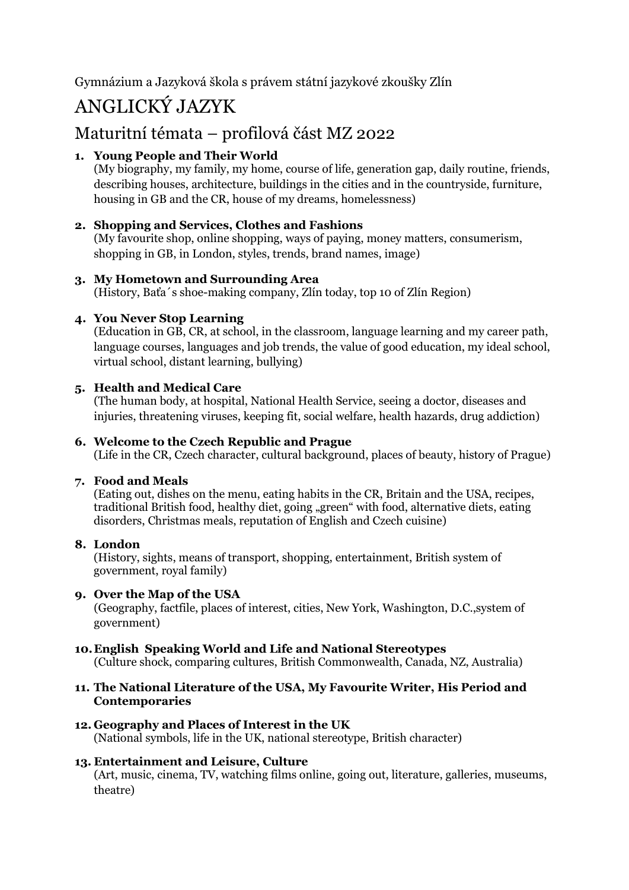Gymnázium a Jazyková škola s právem státní jazykové zkoušky Zlín

# ANGLICKÝ JAZYK

## Maturitní témata – profilová část MZ 2022

1. **Young People and Their World**
   (My biography, my family, my home, course of life, generation gap, daily routine, friends, describing houses, architecture, buildings in the cities and in the countryside, furniture, housing in GB and the CR, house of my dreams, homelessness)

2. **Shopping and Services, Clothes and Fashions**
   (My favourite shop, online shopping, ways of paying, money matters, consumerism, shopping in GB, in London, styles, trends, brand names, image)

3. **My Hometown and Surrounding Area**
   (History, Baťa´s shoe-making company, Zlín today, top 10 of Zlín Region)

4. **You Never Stop Learning**
   (Education in GB, CR, at school, in the classroom, language learning and my career path, language courses, languages and job trends, the value of good education, my ideal school, virtual school, distant learning, bullying)

5. **Health and Medical Care**
   (The human body, at hospital, National Health Service, seeing a doctor, diseases and injuries, threatening viruses, keeping fit, social welfare, health hazards, drug addiction)

6. **Welcome to the Czech Republic and Prague**
   (Life in the CR, Czech character, cultural background, places of beauty, history of Prague)

7. **Food and Meals**
   (Eating out, dishes on the menu, eating habits in the CR, Britain and the USA, recipes, traditional British food, healthy diet, going „green" with food, alternative diets, eating disorders, Christmas meals, reputation of English and Czech cuisine)

8. **London**
   (History, sights, means of transport, shopping, entertainment, British system of government, royal family)

9. **Over the Map of the USA**
   (Geography, factfile, places of interest, cities, New York, Washington, D.C.,system of government)

10. **English Speaking World and Life and National Stereotypes**
    (Culture shock, comparing cultures, British Commonwealth, Canada, NZ, Australia)

11. **The National Literature of the USA, My Favourite Writer, His Period and Contemporaries**

12. **Geography and Places of Interest in the UK**
    (National symbols, life in the UK, national stereotype, British character)

13. **Entertainment and Leisure, Culture**
    (Art, music, cinema, TV, watching films online, going out, literature, galleries, museums, theatre)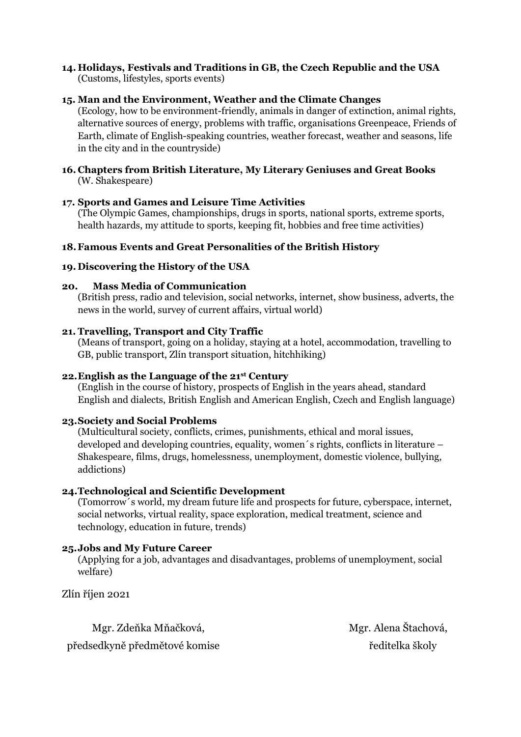**14. Holidays, Festivals and Traditions in GB, the Czech Republic and the USA**
(Customs, lifestyles, sports events)

**15. Man and the Environment, Weather and the Climate Changes**
(Ecology, how to be environment-friendly, animals in danger of extinction, animal rights, alternative sources of energy, problems with traffic, organisations Greenpeace, Friends of Earth, climate of English-speaking countries, weather forecast, weather and seasons, life in the city and in the countryside)

**16. Chapters from British Literature, My Literary Geniuses and Great Books**
(W. Shakespeare)

**17. Sports and Games and Leisure Time Activities**
(The Olympic Games, championships, drugs in sports, national sports, extreme sports, health hazards, my attitude to sports, keeping fit, hobbies and free time activities)

**18. Famous Events and Great Personalities of the British History**

**19. Discovering the History of the USA**

**20. Mass Media of Communication**
(British press, radio and television, social networks, internet, show business, adverts, the news in the world, survey of current affairs, virtual world)

**21. Travelling, Transport and City Traffic**
(Means of transport, going on a holiday, staying at a hotel, accommodation, travelling to GB, public transport, Zlín transport situation, hitchhiking)

**22. English as the Language of the 21st Century**
(English in the course of history, prospects of English in the years ahead, standard English and dialects, British English and American English, Czech and English language)

**23. Society and Social Problems**
(Multicultural society, conflicts, crimes, punishments, ethical and moral issues, developed and developing countries, equality, women´s rights, conflicts in literature – Shakespeare, films, drugs, homelessness, unemployment, domestic violence, bullying, addictions)

**24. Technological and Scientific Development**
(Tomorrow´s world, my dream future life and prospects for future, cyberspace, internet, social networks, virtual reality, space exploration, medical treatment, science and technology, education in future, trends)

**25. Jobs and My Future Career**
(Applying for a job, advantages and disadvantages, problems of unemployment, social welfare)

Zlín říjen 2021

Mgr. Zdeňka Mňačková,
předsedkyně předmětové komise

Mgr. Alena Štachová,
ředitelka školy